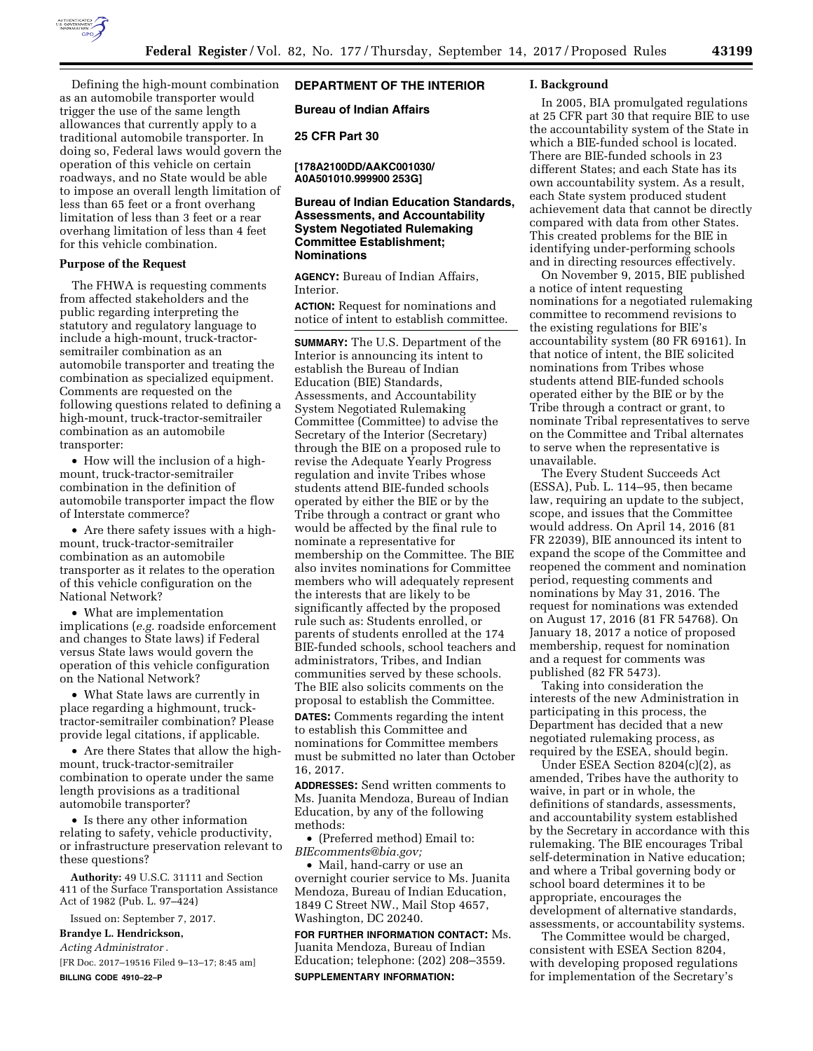Defining the high-mount combination as an automobile transporter would trigger the use of the same length allowances that currently apply to a traditional automobile transporter. In doing so, Federal laws would govern the operation of this vehicle on certain roadways, and no State would be able to impose an overall length limitation of less than 65 feet or a front overhang limitation of less than 3 feet or a rear overhang limitation of less than 4 feet for this vehicle combination.

**Purpose of the Request**

The FHWA is requesting comments from affected stakeholders and the public regarding interpreting the statutory and regulatory language to include a high-mount, truck-tractor-semitrailer combination as an automobile transporter and treating the combination as specialized equipment. Comments are requested on the following questions related to defining a high-mount, truck-tractor-semitrailer combination as an automobile transporter:

- How will the inclusion of a high-mount, truck-tractor-semitrailer combination in the definition of automobile transporter impact the flow of Interstate commerce?
- Are there safety issues with a high-mount, truck-tractor-semitrailer combination as an automobile transporter as it relates to the operation of this vehicle configuration on the National Network?
- What are implementation implications (*e.g.* roadside enforcement and changes to State laws) if Federal versus State laws would govern the operation of this vehicle configuration on the National Network?
- What State laws are currently in place regarding a highmount, truck-tractor-semitrailer combination? Please provide legal citations, if applicable.
- Are there States that allow the high-mount, truck-tractor-semitrailer combination to operate under the same length provisions as a traditional automobile transporter?
- Is there any other information relating to safety, vehicle productivity, or infrastructure preservation relevant to these questions?

**Authority:** 49 U.S.C. 31111 and Section 411 of the Surface Transportation Assistance Act of 1982 (Pub. L. 97–424)

Issued on: September 7, 2017.

**Brandye L. Hendrickson,**

*Acting Administrator.*

[FR Doc. 2017–19516 Filed 9–13–17; 8:45 am]

**BILLING CODE 4910–22–P**

## DEPARTMENT OF THE INTERIOR

### Bureau of Indian Affairs

### 25 CFR Part 30

**[178A2100DD/AAKC001030/A0A501010.999900 253G]**

### Bureau of Indian Education Standards, Assessments, and Accountability System Negotiated Rulemaking Committee Establishment; Nominations

**AGENCY:** Bureau of Indian Affairs, Interior.

**ACTION:** Request for nominations and notice of intent to establish committee.

**SUMMARY:** The U.S. Department of the Interior is announcing its intent to establish the Bureau of Indian Education (BIE) Standards, Assessments, and Accountability System Negotiated Rulemaking Committee (Committee) to advise the Secretary of the Interior (Secretary) through the BIE on a proposed rule to revise the Adequate Yearly Progress regulation and invite Tribes whose students attend BIE-funded schools operated by either the BIE or by the Tribe through a contract or grant who would be affected by the final rule to nominate a representative for membership on the Committee. The BIE also invites nominations for Committee members who will adequately represent the interests that are likely to be significantly affected by the proposed rule such as: Students enrolled, or parents of students enrolled at the 174 BIE-funded schools, school teachers and administrators, Tribes, and Indian communities served by these schools. The BIE also solicits comments on the proposal to establish the Committee.

**DATES:** Comments regarding the intent to establish this Committee and nominations for Committee members must be submitted no later than October 16, 2017.

**ADDRESSES:** Send written comments to Ms. Juanita Mendoza, Bureau of Indian Education, by any of the following methods:

- (Preferred method) Email to: *BIEcomments@bia.gov;*
- Mail, hand-carry or use an overnight courier service to Ms. Juanita Mendoza, Bureau of Indian Education, 1849 C Street NW., Mail Stop 4657, Washington, DC 20240.

**FOR FURTHER INFORMATION CONTACT:** Ms. Juanita Mendoza, Bureau of Indian Education; telephone: (202) 208–3559.

**SUPPLEMENTARY INFORMATION:**

**I. Background**

In 2005, BIA promulgated regulations at 25 CFR part 30 that require BIE to use the accountability system of the State in which a BIE-funded school is located. There are BIE-funded schools in 23 different States; and each State has its own accountability system. As a result, each State system produced student achievement data that cannot be directly compared with data from other States. This created problems for the BIE in identifying under-performing schools and in directing resources effectively.

On November 9, 2015, BIE published a notice of intent requesting nominations for a negotiated rulemaking committee to recommend revisions to the existing regulations for BIE's accountability system (80 FR 69161). In that notice of intent, the BIE solicited nominations from Tribes whose students attend BIE-funded schools operated either by the BIE or by the Tribe through a contract or grant, to nominate Tribal representatives to serve on the Committee and Tribal alternates to serve when the representative is unavailable.

The Every Student Succeeds Act (ESSA), Pub. L. 114–95, then became law, requiring an update to the subject, scope, and issues that the Committee would address. On April 14, 2016 (81 FR 22039), BIE announced its intent to expand the scope of the Committee and reopened the comment and nomination period, requesting comments and nominations by May 31, 2016. The request for nominations was extended on August 17, 2016 (81 FR 54768). On January 18, 2017 a notice of proposed membership, request for nomination and a request for comments was published (82 FR 5473).

Taking into consideration the interests of the new Administration in participating in this process, the Department has decided that a new negotiated rulemaking process, as required by the ESEA, should begin.

Under ESEA Section 8204(c)(2), as amended, Tribes have the authority to waive, in part or in whole, the definitions of standards, assessments, and accountability system established by the Secretary in accordance with this rulemaking. The BIE encourages Tribal self-determination in Native education; and where a Tribal governing body or school board determines it to be appropriate, encourages the development of alternative standards, assessments, or accountability systems.

The Committee would be charged, consistent with ESEA Section 8204, with developing proposed regulations for implementation of the Secretary's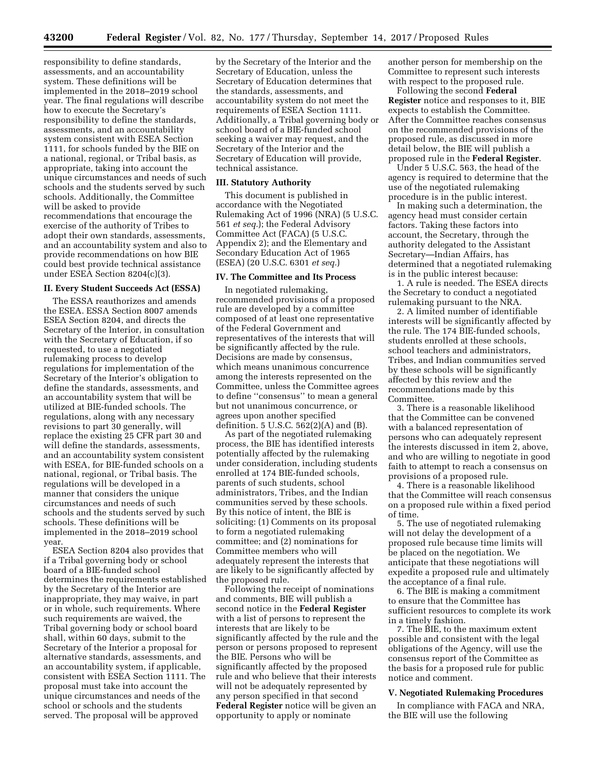responsibility to define standards, assessments, and an accountability system. These definitions will be implemented in the 2018–2019 school year. The final regulations will describe how to execute the Secretary's responsibility to define the standards, assessments, and an accountability system consistent with ESEA Section 1111, for schools funded by the BIE on a national, regional, or Tribal basis, as appropriate, taking into account the unique circumstances and needs of such schools and the students served by such schools. Additionally, the Committee will be asked to provide recommendations that encourage the exercise of the authority of Tribes to adopt their own standards, assessments, and an accountability system and also to provide recommendations on how BIE could best provide technical assistance under ESEA Section 8204(c)(3).

### II. Every Student Succeeds Act (ESSA)

The ESSA reauthorizes and amends the ESEA. ESSA Section 8007 amends ESEA Section 8204, and directs the Secretary of the Interior, in consultation with the Secretary of Education, if so requested, to use a negotiated rulemaking process to develop regulations for implementation of the Secretary of the Interior's obligation to define the standards, assessments, and an accountability system that will be utilized at BIE-funded schools. The regulations, along with any necessary revisions to part 30 generally, will replace the existing 25 CFR part 30 and will define the standards, assessments, and an accountability system consistent with ESEA, for BIE-funded schools on a national, regional, or Tribal basis. The regulations will be developed in a manner that considers the unique circumstances and needs of such schools and the students served by such schools. These definitions will be implemented in the 2018–2019 school year.

ESEA Section 8204 also provides that if a Tribal governing body or school board of a BIE-funded school determines the requirements established by the Secretary of the Interior are inappropriate, they may waive, in part or in whole, such requirements. Where such requirements are waived, the Tribal governing body or school board shall, within 60 days, submit to the Secretary of the Interior a proposal for alternative standards, assessments, and an accountability system, if applicable, consistent with ESEA Section 1111. The proposal must take into account the unique circumstances and needs of the school or schools and the students served. The proposal will be approved by the Secretary of the Interior and the Secretary of Education, unless the Secretary of Education determines that the standards, assessments, and accountability system do not meet the requirements of ESEA Section 1111. Additionally, a Tribal governing body or school board of a BIE-funded school seeking a waiver may request, and the Secretary of the Interior and the Secretary of Education will provide, technical assistance.

### III. Statutory Authority

This document is published in accordance with the Negotiated Rulemaking Act of 1996 (NRA) (5 U.S.C. 561 *et seq.*); the Federal Advisory Committee Act (FACA) (5 U.S.C. Appendix 2); and the Elementary and Secondary Education Act of 1965 (ESEA) (20 U.S.C. 6301 *et seq.*)

### IV. The Committee and Its Process

In negotiated rulemaking, recommended provisions of a proposed rule are developed by a committee composed of at least one representative of the Federal Government and representatives of the interests that will be significantly affected by the rule. Decisions are made by consensus, which means unanimous concurrence among the interests represented on the Committee, unless the Committee agrees to define ''consensus'' to mean a general but not unanimous concurrence, or agrees upon another specified definition. 5 U.S.C. 562(2)(A) and (B).

As part of the negotiated rulemaking process, the BIE has identified interests potentially affected by the rulemaking under consideration, including students enrolled at 174 BIE-funded schools, parents of such students, school administrators, Tribes, and the Indian communities served by these schools. By this notice of intent, the BIE is soliciting: (1) Comments on its proposal to form a negotiated rulemaking committee; and (2) nominations for Committee members who will adequately represent the interests that are likely to be significantly affected by the proposed rule.

Following the receipt of nominations and comments, BIE will publish a second notice in the **Federal Register** with a list of persons to represent the interests that are likely to be significantly affected by the rule and the person or persons proposed to represent the BIE. Persons who will be significantly affected by the proposed rule and who believe that their interests will not be adequately represented by any person specified in that second **Federal Register** notice will be given an opportunity to apply or nominate another person for membership on the Committee to represent such interests with respect to the proposed rule.

Following the second **Federal Register** notice and responses to it, BIE expects to establish the Committee. After the Committee reaches consensus on the recommended provisions of the proposed rule, as discussed in more detail below, the BIE will publish a proposed rule in the **Federal Register**.

Under 5 U.S.C. 563, the head of the agency is required to determine that the use of the negotiated rulemaking procedure is in the public interest.

In making such a determination, the agency head must consider certain factors. Taking these factors into account, the Secretary, through the authority delegated to the Assistant Secretary—Indian Affairs, has determined that a negotiated rulemaking is in the public interest because:

1. A rule is needed. The ESEA directs the Secretary to conduct a negotiated rulemaking pursuant to the NRA.
2. A limited number of identifiable interests will be significantly affected by the rule. The 174 BIE-funded schools, students enrolled at these schools, school teachers and administrators, Tribes, and Indian communities served by these schools will be significantly affected by this review and the recommendations made by this Committee.
3. There is a reasonable likelihood that the Committee can be convened with a balanced representation of persons who can adequately represent the interests discussed in item 2, above, and who are willing to negotiate in good faith to attempt to reach a consensus on provisions of a proposed rule.
4. There is a reasonable likelihood that the Committee will reach consensus on a proposed rule within a fixed period of time.
5. The use of negotiated rulemaking will not delay the development of a proposed rule because time limits will be placed on the negotiation. We anticipate that these negotiations will expedite a proposed rule and ultimately the acceptance of a final rule.
6. The BIE is making a commitment to ensure that the Committee has sufficient resources to complete its work in a timely fashion.
7. The BIE, to the maximum extent possible and consistent with the legal obligations of the Agency, will use the consensus report of the Committee as the basis for a proposed rule for public notice and comment.

### V. Negotiated Rulemaking Procedures

In compliance with FACA and NRA, the BIE will use the following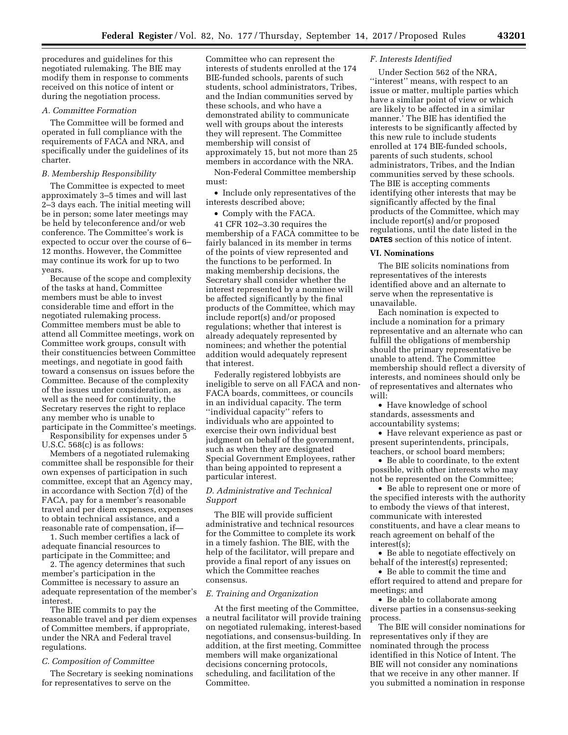procedures and guidelines for this negotiated rulemaking. The BIE may modify them in response to comments received on this notice of intent or during the negotiation process.

### A. Committee Formation

The Committee will be formed and operated in full compliance with the requirements of FACA and NRA, and specifically under the guidelines of its charter.

### B. Membership Responsibility

The Committee is expected to meet approximately 3–5 times and will last 2–3 days each. The initial meeting will be in person; some later meetings may be held by teleconference and/or web conference. The Committee's work is expected to occur over the course of 6–12 months. However, the Committee may continue its work for up to two years.

Because of the scope and complexity of the tasks at hand, Committee members must be able to invest considerable time and effort in the negotiated rulemaking process. Committee members must be able to attend all Committee meetings, work on Committee work groups, consult with their constituencies between Committee meetings, and negotiate in good faith toward a consensus on issues before the Committee. Because of the complexity of the issues under consideration, as well as the need for continuity, the Secretary reserves the right to replace any member who is unable to participate in the Committee's meetings.

Responsibility for expenses under 5 U.S.C. 568(c) is as follows:

Members of a negotiated rulemaking committee shall be responsible for their own expenses of participation in such committee, except that an Agency may, in accordance with Section 7(d) of the FACA, pay for a member's reasonable travel and per diem expenses, expenses to obtain technical assistance, and a reasonable rate of compensation, if—

1. Such member certifies a lack of adequate financial resources to participate in the Committee; and
2. The agency determines that such member's participation in the Committee is necessary to assure an adequate representation of the member's interest.

The BIE commits to pay the reasonable travel and per diem expenses of Committee members, if appropriate, under the NRA and Federal travel regulations.

### C. Composition of Committee

The Secretary is seeking nominations for representatives to serve on the Committee who can represent the interests of students enrolled at the 174 BIE-funded schools, parents of such students, school administrators, Tribes, and the Indian communities served by these schools, and who have a demonstrated ability to communicate well with groups about the interests they will represent. The Committee membership will consist of approximately 15, but not more than 25 members in accordance with the NRA.

Non-Federal Committee membership must:

- Include only representatives of the interests described above;
- Comply with the FACA.

41 CFR 102–3.30 requires the membership of a FACA committee to be fairly balanced in its member in terms of the points of view represented and the functions to be performed. In making membership decisions, the Secretary shall consider whether the interest represented by a nominee will be affected significantly by the final products of the Committee, which may include report(s) and/or proposed regulations; whether that interest is already adequately represented by nominees; and whether the potential addition would adequately represent that interest.

Federally registered lobbyists are ineligible to serve on all FACA and non-FACA boards, committees, or councils in an individual capacity. The term ''individual capacity'' refers to individuals who are appointed to exercise their own individual best judgment on behalf of the government, such as when they are designated Special Government Employees, rather than being appointed to represent a particular interest.

### D. Administrative and Technical Support

The BIE will provide sufficient administrative and technical resources for the Committee to complete its work in a timely fashion. The BIE, with the help of the facilitator, will prepare and provide a final report of any issues on which the Committee reaches consensus.

### E. Training and Organization

At the first meeting of the Committee, a neutral facilitator will provide training on negotiated rulemaking, interest-based negotiations, and consensus-building. In addition, at the first meeting, Committee members will make organizational decisions concerning protocols, scheduling, and facilitation of the Committee.

### F. Interests Identified

Under Section 562 of the NRA, ''interest'' means, with respect to an issue or matter, multiple parties which have a similar point of view or which are likely to be affected in a similar manner.' The BIE has identified the interests to be significantly affected by this new rule to include students enrolled at 174 BIE-funded schools, parents of such students, school administrators, Tribes, and the Indian communities served by these schools. The BIE is accepting comments identifying other interests that may be significantly affected by the final products of the Committee, which may include report(s) and/or proposed regulations, until the date listed in the **DATES** section of this notice of intent.

## VI. Nominations

The BIE solicits nominations from representatives of the interests identified above and an alternate to serve when the representative is unavailable.

Each nomination is expected to include a nomination for a primary representative and an alternate who can fulfill the obligations of membership should the primary representative be unable to attend. The Committee membership should reflect a diversity of interests, and nominees should only be of representatives and alternates who will:

- Have knowledge of school standards, assessments and accountability systems;
- Have relevant experience as past or present superintendents, principals, teachers, or school board members;
- Be able to coordinate, to the extent possible, with other interests who may not be represented on the Committee;
- Be able to represent one or more of the specified interests with the authority to embody the views of that interest, communicate with interested constituents, and have a clear means to reach agreement on behalf of the interest(s);
- Be able to negotiate effectively on behalf of the interest(s) represented;
- Be able to commit the time and effort required to attend and prepare for meetings; and
- Be able to collaborate among diverse parties in a consensus-seeking process.

The BIE will consider nominations for representatives only if they are nominated through the process identified in this Notice of Intent. The BIE will not consider any nominations that we receive in any other manner. If you submitted a nomination in response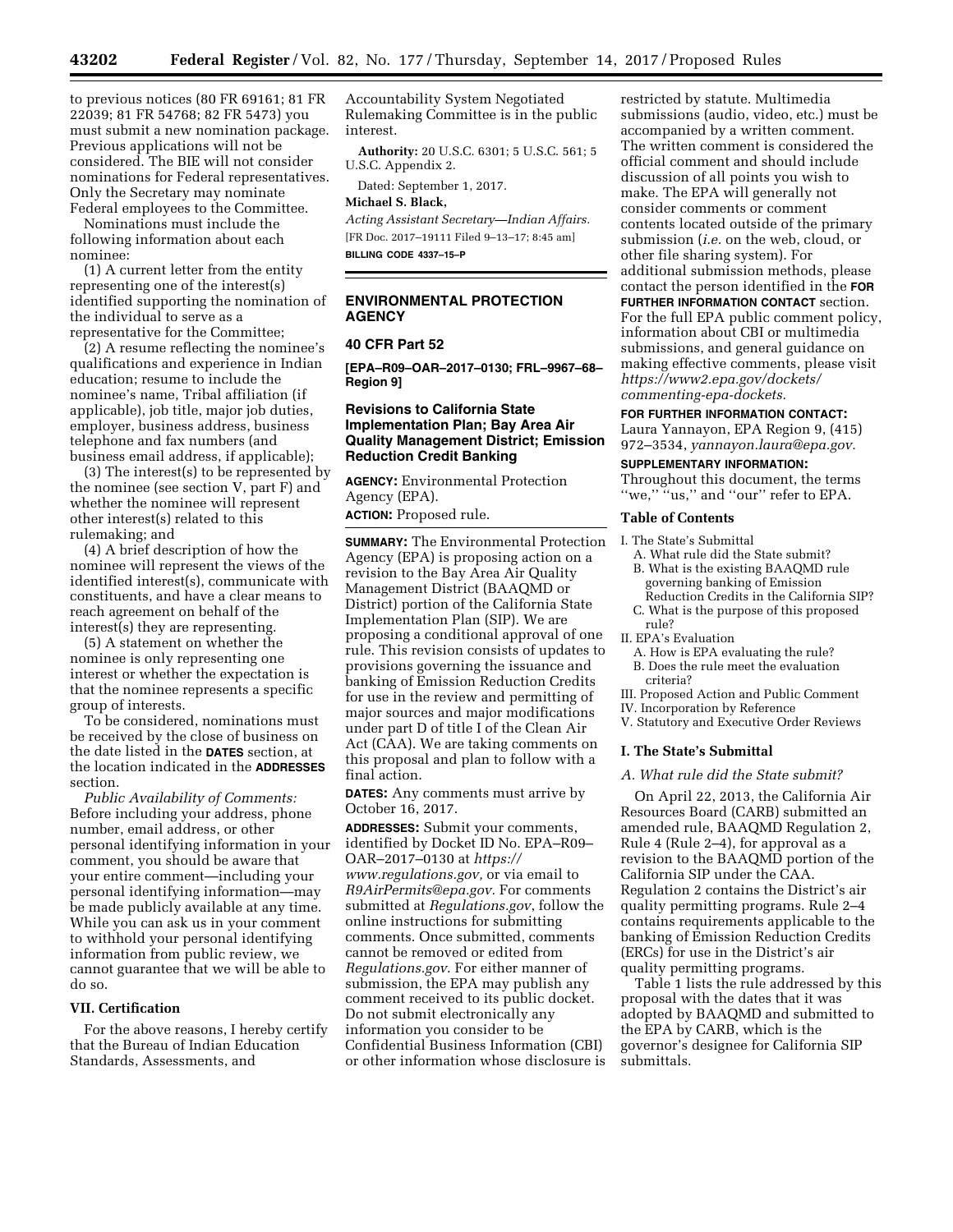to previous notices (80 FR 69161; 81 FR 22039; 81 FR 54768; 82 FR 5473) you must submit a new nomination package. Previous applications will not be considered. The BIE will not consider nominations for Federal representatives. Only the Secretary may nominate Federal employees to the Committee.

Nominations must include the following information about each nominee:

(1) A current letter from the entity representing one of the interest(s) identified supporting the nomination of the individual to serve as a representative for the Committee;

(2) A resume reflecting the nominee's qualifications and experience in Indian education; resume to include the nominee's name, Tribal affiliation (if applicable), job title, major job duties, employer, business address, business telephone and fax numbers (and business email address, if applicable);

(3) The interest(s) to be represented by the nominee (see section V, part F) and whether the nominee will represent other interest(s) related to this rulemaking; and

(4) A brief description of how the nominee will represent the views of the identified interest(s), communicate with constituents, and have a clear means to reach agreement on behalf of the interest(s) they are representing.

(5) A statement on whether the nominee is only representing one interest or whether the expectation is that the nominee represents a specific group of interests.

To be considered, nominations must be received by the close of business on the date listed in the **DATES** section, at the location indicated in the **ADDRESSES** section.

*Public Availability of Comments:* Before including your address, phone number, email address, or other personal identifying information in your comment, you should be aware that your entire comment—including your personal identifying information—may be made publicly available at any time. While you can ask us in your comment to withhold your personal identifying information from public review, we cannot guarantee that we will be able to do so.

## VII. Certification

For the above reasons, I hereby certify that the Bureau of Indian Education Standards, Assessments, and Accountability System Negotiated Rulemaking Committee is in the public interest.

**Authority:** 20 U.S.C. 6301; 5 U.S.C. 561; 5 U.S.C. Appendix 2.

Dated: September 1, 2017.

**Michael S. Black,**

*Acting Assistant Secretary—Indian Affairs.*

[FR Doc. 2017–19111 Filed 9–13–17; 8:45 am]

**BILLING CODE 4337–15–P**

---

# ENVIRONMENTAL PROTECTION AGENCY

## 40 CFR Part 52

**[EPA–R09–OAR–2017–0130; FRL–9967–68–Region 9]**

## Revisions to California State Implementation Plan; Bay Area Air Quality Management District; Emission Reduction Credit Banking

**AGENCY:** Environmental Protection Agency (EPA).

**ACTION:** Proposed rule.

---

**SUMMARY:** The Environmental Protection Agency (EPA) is proposing action on a revision to the Bay Area Air Quality Management District (BAAQMD or District) portion of the California State Implementation Plan (SIP). We are proposing a conditional approval of one rule. This revision consists of updates to provisions governing the issuance and banking of Emission Reduction Credits for use in the review and permitting of major sources and major modifications under part D of title I of the Clean Air Act (CAA). We are taking comments on this proposal and plan to follow with a final action.

**DATES:** Any comments must arrive by October 16, 2017.

**ADDRESSES:** Submit your comments, identified by Docket ID No. EPA–R09–OAR–2017–0130 at *https://www.regulations.gov,* or via email to *R9AirPermits@epa.gov.* For comments submitted at *Regulations.gov*, follow the online instructions for submitting comments. Once submitted, comments cannot be removed or edited from *Regulations.gov*. For either manner of submission, the EPA may publish any comment received to its public docket. Do not submit electronically any information you consider to be Confidential Business Information (CBI) or other information whose disclosure is restricted by statute. Multimedia submissions (audio, video, etc.) must be accompanied by a written comment. The written comment is considered the official comment and should include discussion of all points you wish to make. The EPA will generally not consider comments or comment contents located outside of the primary submission (*i.e.* on the web, cloud, or other file sharing system). For additional submission methods, please contact the person identified in the **FOR FURTHER INFORMATION CONTACT** section. For the full EPA public comment policy, information about CBI or multimedia submissions, and general guidance on making effective comments, please visit *https://www2.epa.gov/dockets/commenting-epa-dockets.*

**FOR FURTHER INFORMATION CONTACT:** Laura Yannayon, EPA Region 9, (415) 972–3534, *yannayon.laura@epa.gov.*

**SUPPLEMENTARY INFORMATION:** Throughout this document, the terms "we," "us," and "our" refer to EPA.

### Table of Contents

- I. The State's Submittal
  - A. What rule did the State submit?
  - B. What is the existing BAAQMD rule governing banking of Emission Reduction Credits in the California SIP?
  - C. What is the purpose of this proposed rule?
- II. EPA's Evaluation
  - A. How is EPA evaluating the rule?
  - B. Does the rule meet the evaluation criteria?
- III. Proposed Action and Public Comment
- IV. Incorporation by Reference
- V. Statutory and Executive Order Reviews

## I. The State's Submittal

### *A. What rule did the State submit?*

On April 22, 2013, the California Air Resources Board (CARB) submitted an amended rule, BAAQMD Regulation 2, Rule 4 (Rule 2–4), for approval as a revision to the BAAQMD portion of the California SIP under the CAA. Regulation 2 contains the District's air quality permitting programs. Rule 2–4 contains requirements applicable to the banking of Emission Reduction Credits (ERCs) for use in the District's air quality permitting programs.

Table 1 lists the rule addressed by this proposal with the dates that it was adopted by BAAQMD and submitted to the EPA by CARB, which is the governor's designee for California SIP submittals.